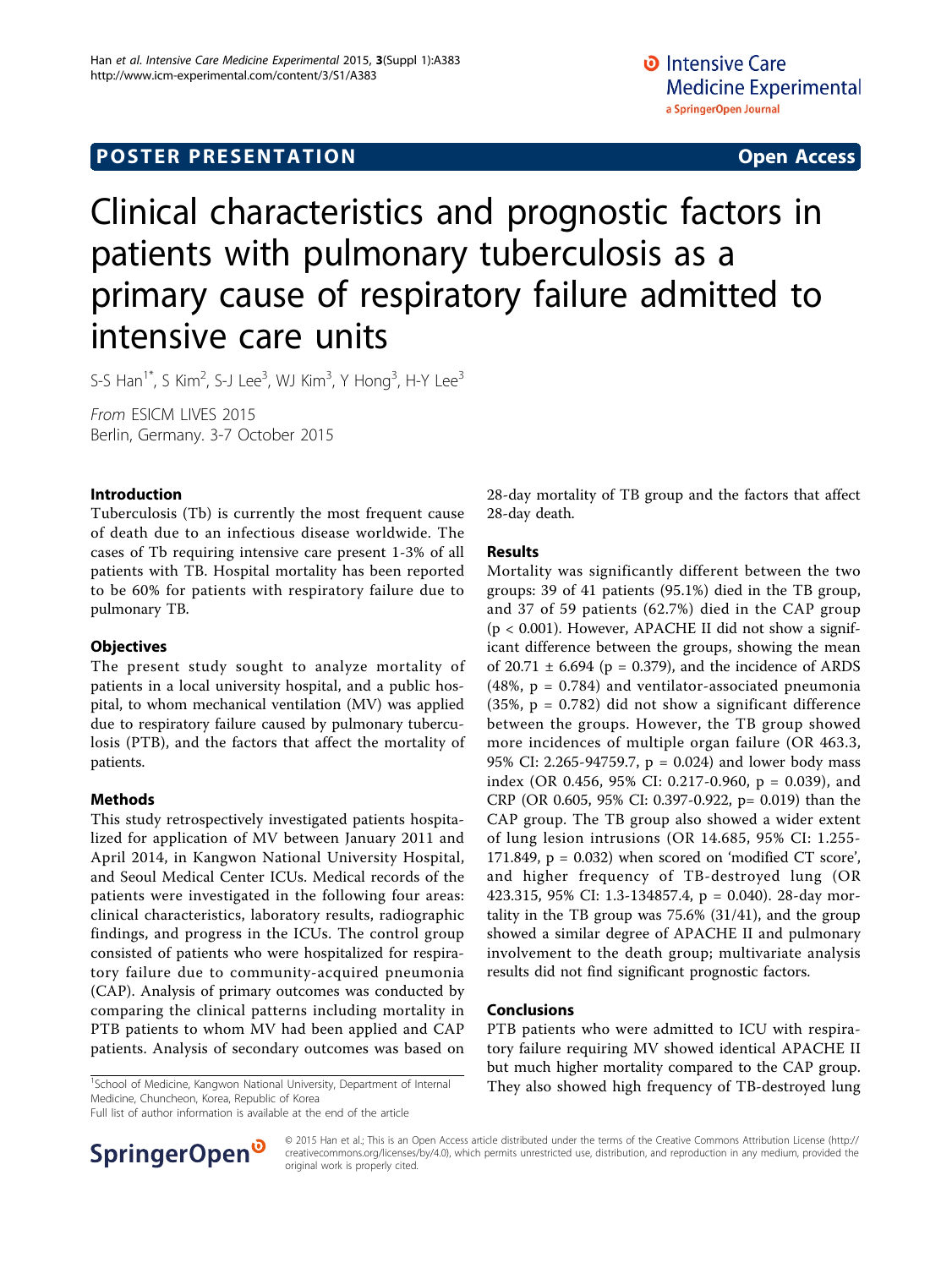POSTER PRESENTATION — Open Access

# Clinical characteristics and prognostic factors in patients with pulmonary tuberculosis as a primary cause of respiratory failure admitted to intensive care units

S-S Han[1*], S Kim[2], S-J Lee[3], WJ Kim[3], Y Hong[3], H-Y Lee[3]

*From* ESICM LIVES 2015
Berlin, Germany. 3-7 October 2015

## Introduction

Tuberculosis (Tb) is currently the most frequent cause of death due to an infectious disease worldwide. The cases of Tb requiring intensive care present 1-3% of all patients with TB. Hospital mortality has been reported to be 60% for patients with respiratory failure due to pulmonary TB.

## Objectives

The present study sought to analyze mortality of patients in a local university hospital, and a public hospital, to whom mechanical ventilation (MV) was applied due to respiratory failure caused by pulmonary tuberculosis (PTB), and the factors that affect the mortality of patients.

## Methods

This study retrospectively investigated patients hospitalized for application of MV between January 2011 and April 2014, in Kangwon National University Hospital, and Seoul Medical Center ICUs. Medical records of the patients were investigated in the following four areas: clinical characteristics, laboratory results, radiographic findings, and progress in the ICUs. The control group consisted of patients who were hospitalized for respiratory failure due to community-acquired pneumonia (CAP). Analysis of primary outcomes was conducted by comparing the clinical patterns including mortality in PTB patients to whom MV had been applied and CAP patients. Analysis of secondary outcomes was based on 28-day mortality of TB group and the factors that affect 28-day death.

## Results

Mortality was significantly different between the two groups: 39 of 41 patients (95.1%) died in the TB group, and 37 of 59 patients (62.7%) died in the CAP group ($p < 0.001$). However, APACHE II did not show a significant difference between the groups, showing the mean of $20.71 \pm 6.694$ ($p = 0.379$), and the incidence of ARDS (48%, $p = 0.784$) and ventilator-associated pneumonia (35%, $p = 0.782$) did not show a significant difference between the groups. However, the TB group showed more incidences of multiple organ failure (OR 463.3, 95% CI: 2.265-94759.7, $p = 0.024$) and lower body mass index (OR 0.456, 95% CI: 0.217-0.960, $p = 0.039$), and CRP (OR 0.605, 95% CI: 0.397-0.922, $p = 0.019$) than the CAP group. The TB group also showed a wider extent of lung lesion intrusions (OR 14.685, 95% CI: 1.255-171.849, $p = 0.032$) when scored on 'modified CT score', and higher frequency of TB-destroyed lung (OR 423.315, 95% CI: 1.3-134857.4, $p = 0.040$). 28-day mortality in the TB group was 75.6% (31/41), and the group showed a similar degree of APACHE II and pulmonary involvement to the death group; multivariate analysis results did not find significant prognostic factors.

## Conclusions

PTB patients who were admitted to ICU with respiratory failure requiring MV showed identical APACHE II but much higher mortality compared to the CAP group. They also showed high frequency of TB-destroyed lung

[1]School of Medicine, Kangwon National University, Department of Internal Medicine, Chuncheon, Korea, Republic of Korea
Full list of author information is available at the end of the article

© 2015 Han et al.; This is an Open Access article distributed under the terms of the Creative Commons Attribution License (http://creativecommons.org/licenses/by/4.0), which permits unrestricted use, distribution, and reproduction in any medium, provided the original work is properly cited.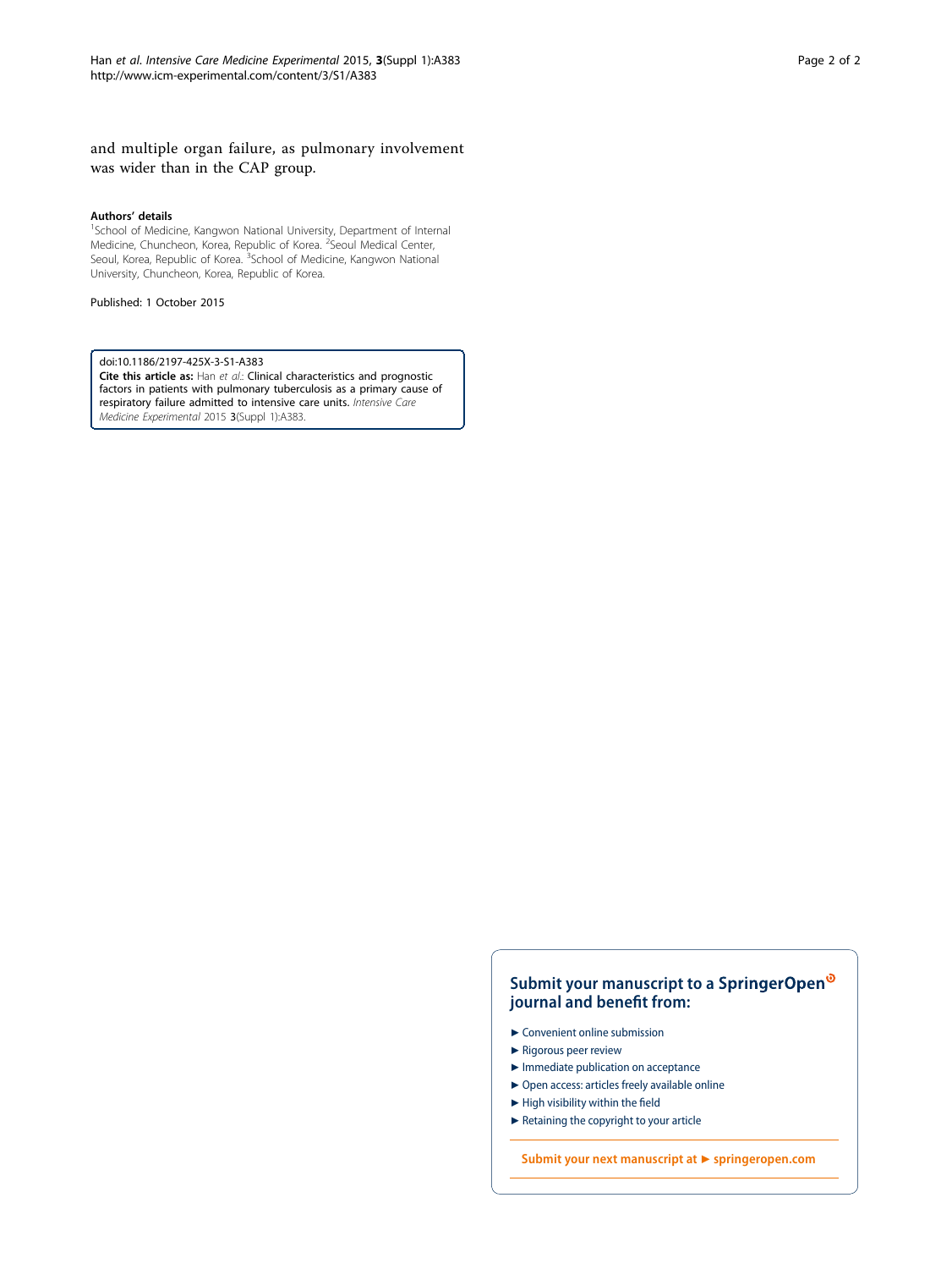and multiple organ failure, as pulmonary involvement was wider than in the CAP group.

#### Authors' details

[1]School of Medicine, Kangwon National University, Department of Internal Medicine, Chuncheon, Korea, Republic of Korea. [2]Seoul Medical Center, Seoul, Korea, Republic of Korea. [3]School of Medicine, Kangwon National University, Chuncheon, Korea, Republic of Korea.

Published: 1 October 2015

doi:10.1186/2197-425X-3-S1-A383

**Cite this article as:** Han *et al.*: Clinical characteristics and prognostic factors in patients with pulmonary tuberculosis as a primary cause of respiratory failure admitted to intensive care units. *Intensive Care Medicine Experimental* 2015 **3**(Suppl 1):A383.

**Submit your manuscript to a SpringerOpen journal and benefit from:**

- ► Convenient online submission
- ► Rigorous peer review
- ► Immediate publication on acceptance
- ► Open access: articles freely available online
- ► High visibility within the field
- ► Retaining the copyright to your article

**Submit your next manuscript at ► springeropen.com**